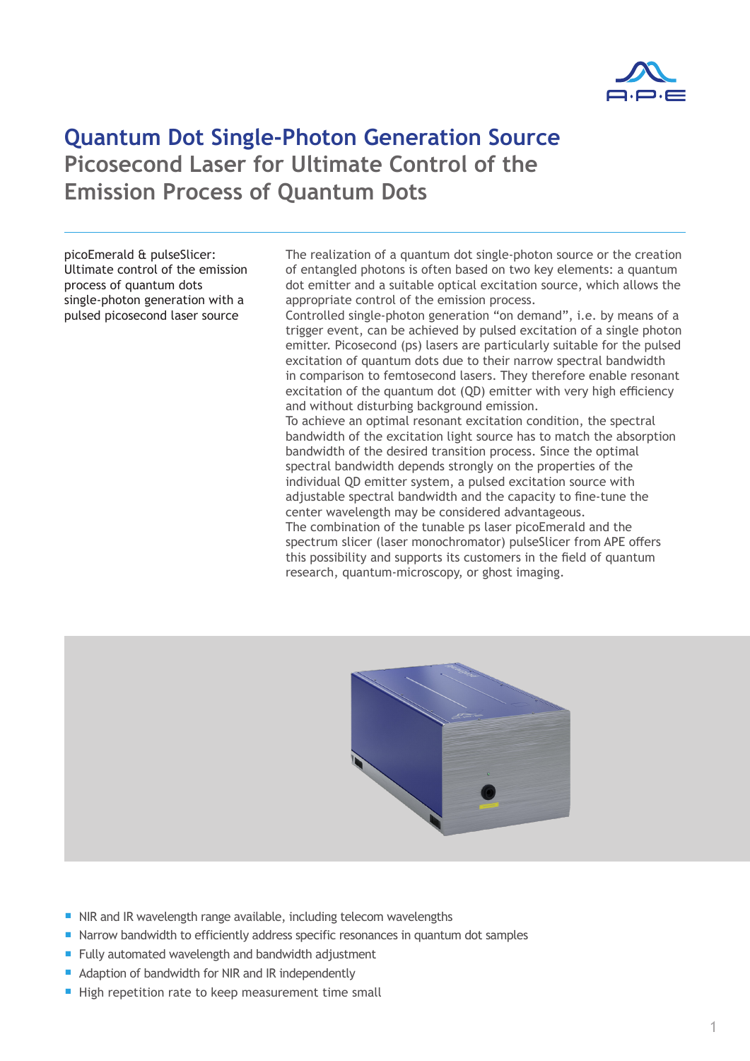# Quantum Dot Single-Photon Generation Source

## Picosecond Laser for Ultimate Control of the Emission Process of Quantum Dots

picoEmerald & pulseSlicer: Ultimate control of the emission process of quantum dots single-photon generation with a pulsed picosecond laser source

The realization of a quantum dot single-photon source or the creation of entangled photons is often based on two key elements: a quantum dot emitter and a suitable optical excitation source, which allows the appropriate control of the emission process.
Controlled single-photon generation "on demand", i.e. by means of a trigger event, can be achieved by pulsed excitation of a single photon emitter. Picosecond (ps) lasers are particularly suitable for the pulsed excitation of quantum dots due to their narrow spectral bandwidth in comparison to femtosecond lasers. They therefore enable resonant excitation of the quantum dot (QD) emitter with very high efficiency and without disturbing background emission.
To achieve an optimal resonant excitation condition, the spectral bandwidth of the excitation light source has to match the absorption bandwidth of the desired transition process. Since the optimal spectral bandwidth depends strongly on the properties of the individual QD emitter system, a pulsed excitation source with adjustable spectral bandwidth and the capacity to fine-tune the center wavelength may be considered advantageous.
The combination of the tunable ps laser picoEmerald and the spectrum slicer (laser monochromator) pulseSlicer from APE offers this possibility and supports its customers in the field of quantum research, quantum-microscopy, or ghost imaging.

- NIR and IR wavelength range available, including telecom wavelengths
- Narrow bandwidth to efficiently address specific resonances in quantum dot samples
- Fully automated wavelength and bandwidth adjustment
- Adaption of bandwidth for NIR and IR independently
- High repetition rate to keep measurement time small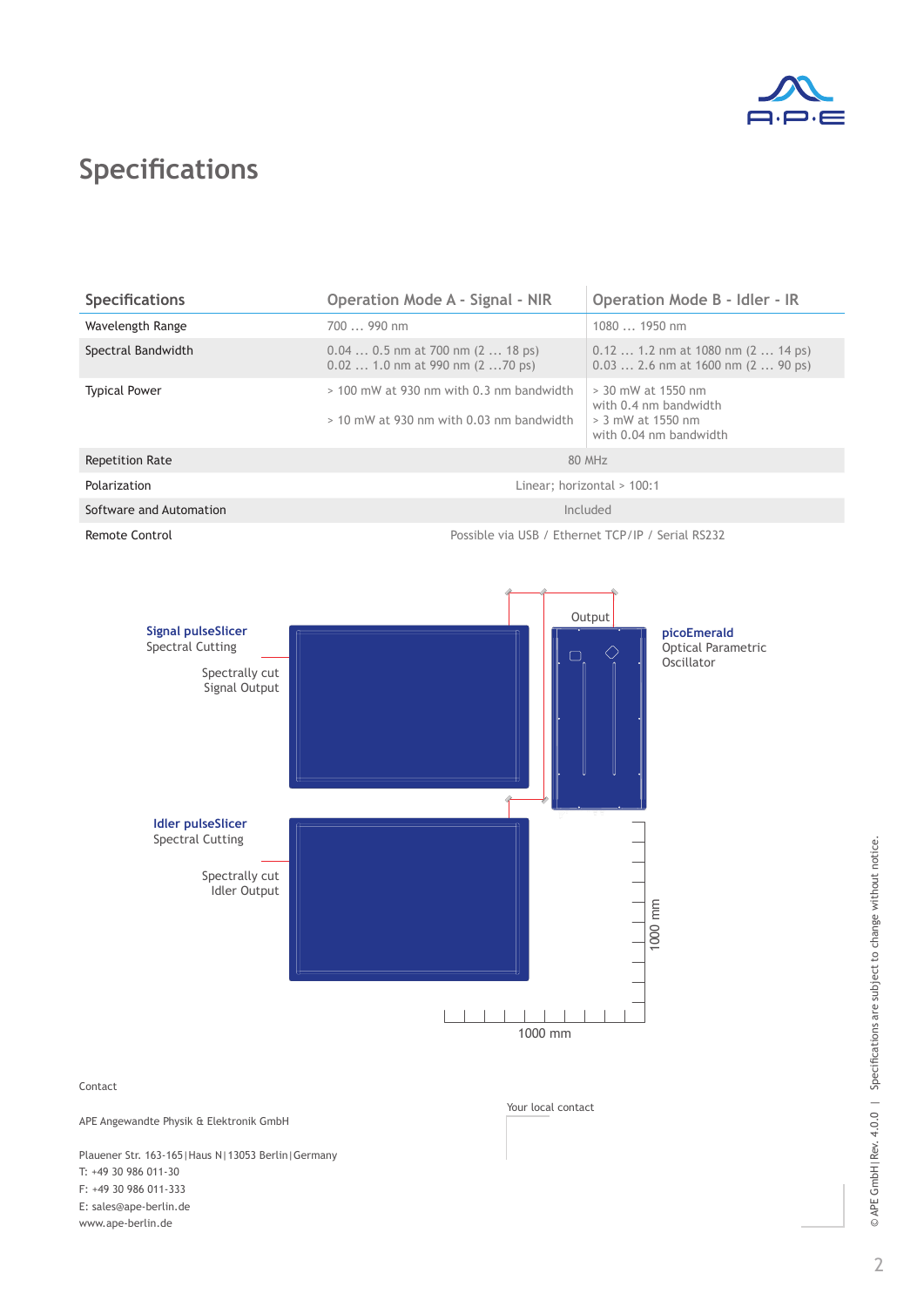# Specifications

| Specifications | Operation Mode A - Signal - NIR | Operation Mode B - Idler - IR |
|---|---|---|
| Wavelength Range | 700 … 990 nm | 1080 … 1950 nm |
| Spectral Bandwidth | 0.04 … 0.5 nm at 700 nm (2 … 18 ps)<br>0.02 … 1.0 nm at 990 nm (2 …70 ps) | 0.12 … 1.2 nm at 1080 nm (2 … 14 ps)<br>0.03 … 2.6 nm at 1600 nm (2 … 90 ps) |
| Typical Power | > 100 mW at 930 nm with 0.3 nm bandwidth<br>> 10 mW at 930 nm with 0.03 nm bandwidth | > 30 mW at 1550 nm with 0.4 nm bandwidth<br>> 3 mW at 1550 nm with 0.04 nm bandwidth |
| Repetition Rate | 80 MHz | |
| Polarization | Linear; horizontal > 100:1 | |
| Software and Automation | Included | |
| Remote Control | Possible via USB / Ethernet TCP/IP / Serial RS232 | |

**Signal pulseSlicer**
Spectral Cutting

Spectrally cut
Signal Output

**Idler pulseSlicer**
Spectral Cutting

Spectrally cut
Idler Output

Output

**picoEmerald**
Optical Parametric
Oscillator

1000 mm

1000 mm

Contact

APE Angewandte Physik & Elektronik GmbH

Plauener Str. 163-165 | Haus N | 13053 Berlin | Germany
T: +49 30 986 011-30
F: +49 30 986 011-333
E: sales@ape-berlin.de
www.ape-berlin.de

Your local contact

© APE GmbH | Rev. 4.0.0 | Specifications are subject to change without notice.